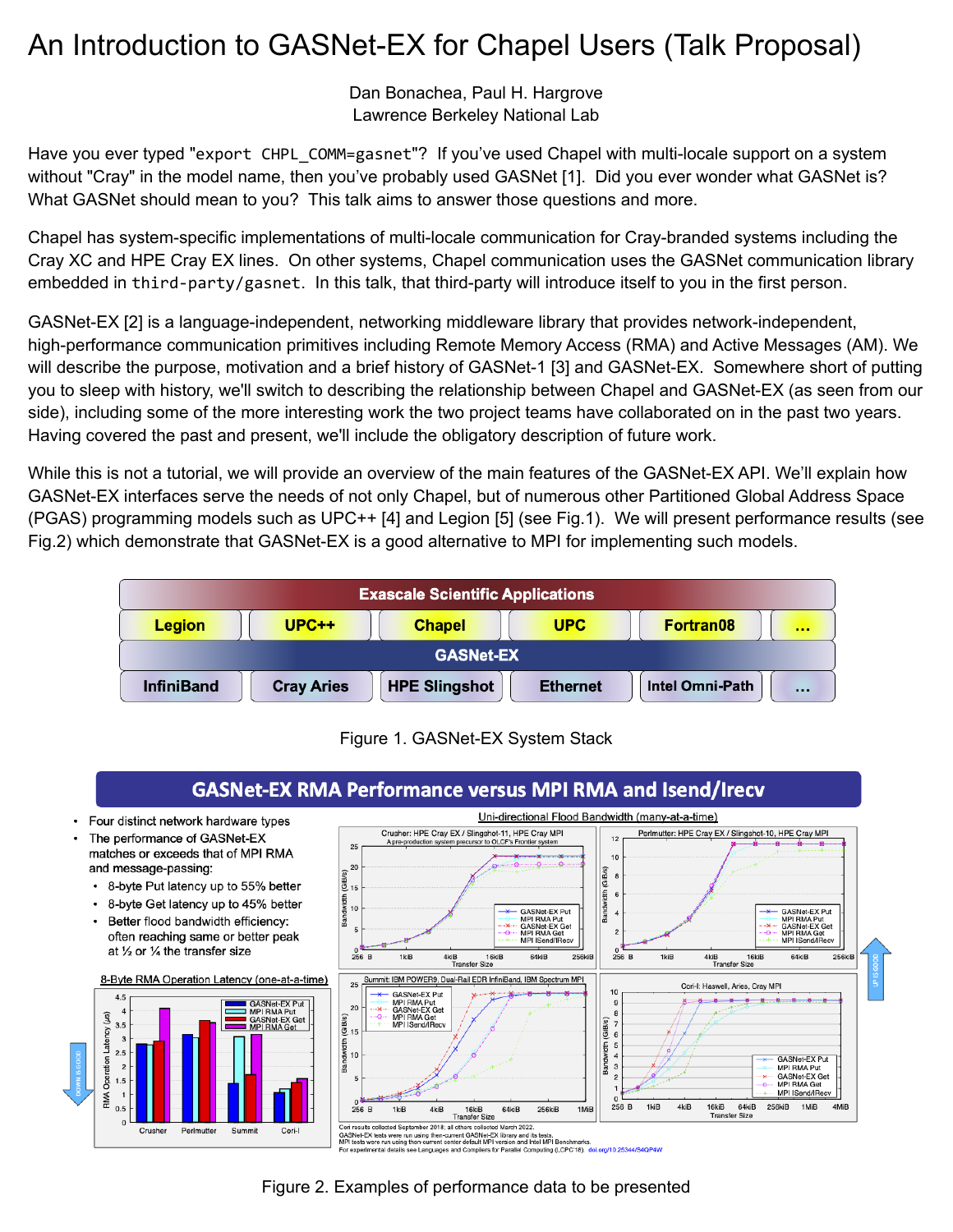# An Introduction to GASNet-EX for Chapel Users (Talk Proposal)

Dan Bonachea, Paul H. Hargrove
Lawrence Berkeley National Lab

Have you ever typed "`export CHPL_COMM=gasnet`"? If you've used Chapel with multi-locale support on a system without "Cray" in the model name, then you've probably used GASNet [1]. Did you ever wonder what GASNet is? What GASNet should mean to you? This talk aims to answer those questions and more.

Chapel has system-specific implementations of multi-locale communication for Cray-branded systems including the Cray XC and HPE Cray EX lines. On other systems, Chapel communication uses the GASNet communication library embedded in `third-party/gasnet`. In this talk, that third-party will introduce itself to you in the first person.

GASNet-EX [2] is a language-independent, networking middleware library that provides network-independent, high-performance communication primitives including Remote Memory Access (RMA) and Active Messages (AM). We will describe the purpose, motivation and a brief history of GASNet-1 [3] and GASNet-EX. Somewhere short of putting you to sleep with history, we'll switch to describing the relationship between Chapel and GASNet-EX (as seen from our side), including some of the more interesting work the two project teams have collaborated on in the past two years. Having covered the past and present, we'll include the obligatory description of future work.

While this is not a tutorial, we will provide an overview of the main features of the GASNet-EX API. We'll explain how GASNet-EX interfaces serve the needs of not only Chapel, but of numerous other Partitioned Global Address Space (PGAS) programming models such as UPC++ [4] and Legion [5] (see Fig.1). We will present performance results (see Fig.2) which demonstrate that GASNet-EX is a good alternative to MPI for implementing such models.

| Exascale Scientific Applications | | | | | |
|---|---|---|---|---|---|
| Legion | UPC++ | Chapel | UPC | Fortran08 | ... |
| GASNet-EX | | | | | |
| InfiniBand | Cray Aries | HPE Slingshot | Ethernet | Intel Omni-Path | ... |

Figure 1. GASNet-EX System Stack

**GASNet-EX RMA Performance versus MPI RMA and Isend/Irecv**

- Four distinct network hardware types
- The performance of GASNet-EX matches or exceeds that of MPI RMA and message-passing:
  - 8-byte Put latency up to 55% better
  - 8-byte Get latency up to 45% better
  - Better flood bandwidth efficiency: often reaching same or better peak at ½ or ¼ the transfer size

Cori results collected September 2018; all others collected March 2022.
GASNet-EX tests were run using then-current GASNet-EX library and its tests.
MPI tests were run using then-current center default MPI version and Intel MPI Benchmarks.
For experimental details see Languages and Compilers for Parallel Computing (LCPC'18). doi.org/10.25344/S4QP4W

Figure 2. Examples of performance data to be presented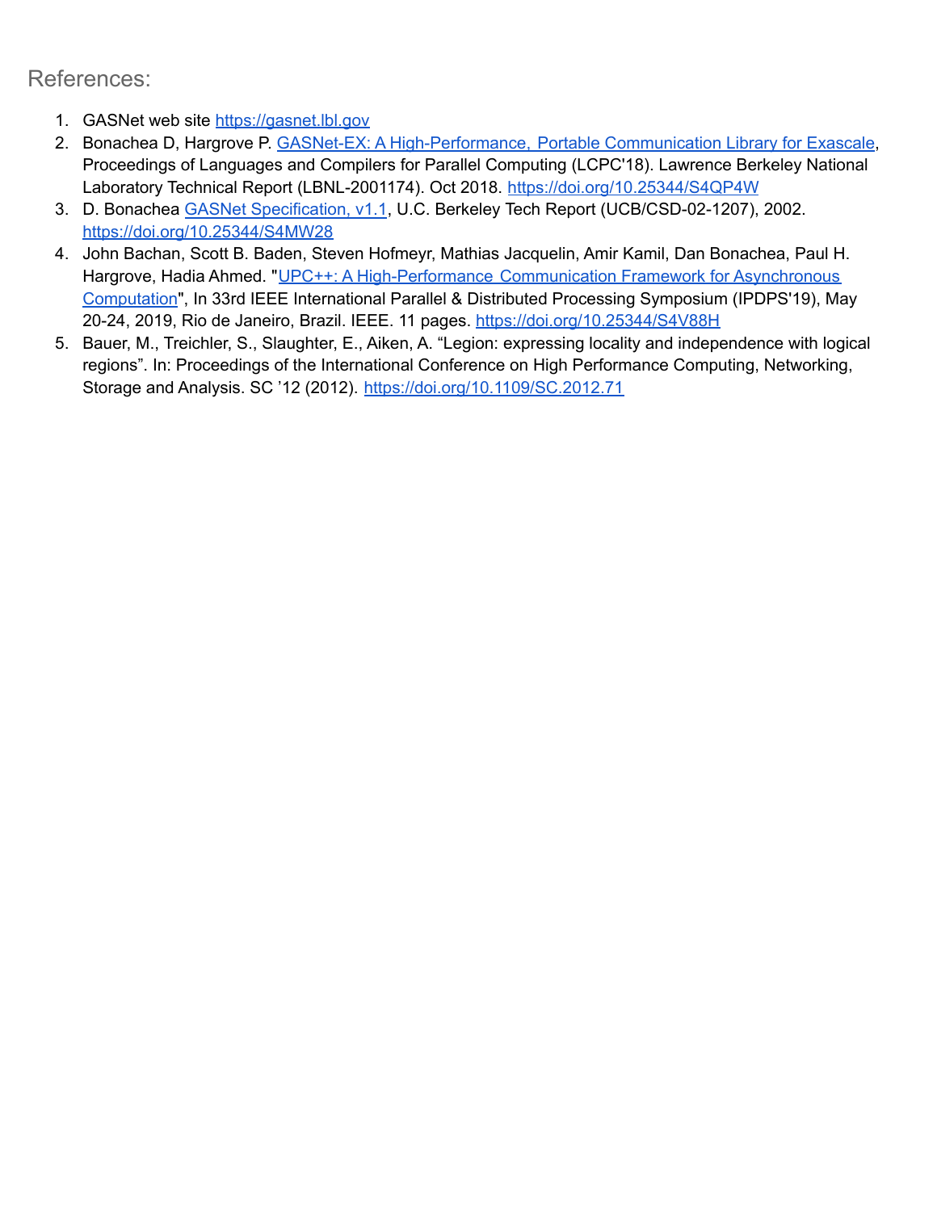## References:

1. GASNet web site https://gasnet.lbl.gov
2. Bonachea D, Hargrove P. GASNet-EX: A High-Performance, Portable Communication Library for Exascale, Proceedings of Languages and Compilers for Parallel Computing (LCPC'18). Lawrence Berkeley National Laboratory Technical Report (LBNL-2001174). Oct 2018. https://doi.org/10.25344/S4QP4W
3. D. Bonachea GASNet Specification, v1.1, U.C. Berkeley Tech Report (UCB/CSD-02-1207), 2002. https://doi.org/10.25344/S4MW28
4. John Bachan, Scott B. Baden, Steven Hofmeyr, Mathias Jacquelin, Amir Kamil, Dan Bonachea, Paul H. Hargrove, Hadia Ahmed. "UPC++: A High-Performance Communication Framework for Asynchronous Computation", In 33rd IEEE International Parallel & Distributed Processing Symposium (IPDPS'19), May 20-24, 2019, Rio de Janeiro, Brazil. IEEE. 11 pages. https://doi.org/10.25344/S4V88H
5. Bauer, M., Treichler, S., Slaughter, E., Aiken, A. "Legion: expressing locality and independence with logical regions". In: Proceedings of the International Conference on High Performance Computing, Networking, Storage and Analysis. SC '12 (2012). https://doi.org/10.1109/SC.2012.71